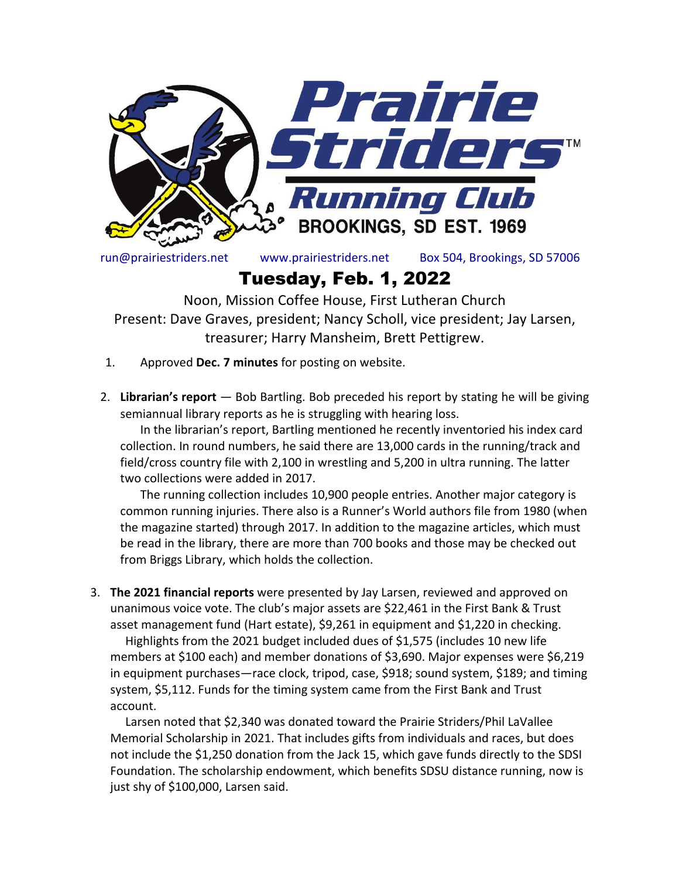# Prairie Striders Running Club

BROOKINGS, SD EST. 1969

run@prairiestriders.net  www.prairiestriders.net  Box 504, Brookings, SD 57006

## Tuesday, Feb. 1, 2022

Noon, Mission Coffee House, First Lutheran Church

Present: Dave Graves, president; Nancy Scholl, vice president; Jay Larsen, treasurer; Harry Mansheim, Brett Pettigrew.

1. Approved **Dec. 7 minutes** for posting on website.

2. **Librarian's report** — Bob Bartling. Bob preceded his report by stating he will be giving semiannual library reports as he is struggling with hearing loss.

   In the librarian's report, Bartling mentioned he recently inventoried his index card collection. In round numbers, he said there are 13,000 cards in the running/track and field/cross country file with 2,100 in wrestling and 5,200 in ultra running. The latter two collections were added in 2017.

   The running collection includes 10,900 people entries. Another major category is common running injuries. There also is a Runner's World authors file from 1980 (when the magazine started) through 2017. In addition to the magazine articles, which must be read in the library, there are more than 700 books and those may be checked out from Briggs Library, which holds the collection.

3. **The 2021 financial reports** were presented by Jay Larsen, reviewed and approved on unanimous voice vote. The club's major assets are $22,461 in the First Bank & Trust asset management fund (Hart estate), $9,261 in equipment and $1,220 in checking.

   Highlights from the 2021 budget included dues of $1,575 (includes 10 new life members at $100 each) and member donations of $3,690. Major expenses were $6,219 in equipment purchases—race clock, tripod, case, $918; sound system, $189; and timing system, $5,112. Funds for the timing system came from the First Bank and Trust account.

   Larsen noted that $2,340 was donated toward the Prairie Striders/Phil LaVallee Memorial Scholarship in 2021. That includes gifts from individuals and races, but does not include the $1,250 donation from the Jack 15, which gave funds directly to the SDSU Foundation. The scholarship endowment, which benefits SDSU distance running, now is just shy of $100,000, Larsen said.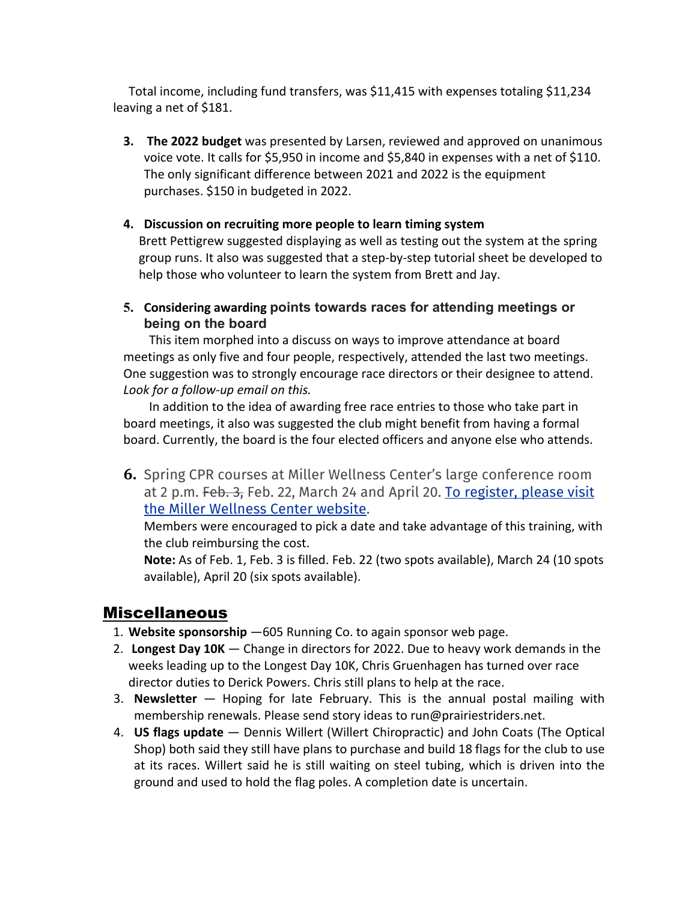Total income, including fund transfers, was $11,415 with expenses totaling $11,234 leaving a net of $181.

3. **The 2022 budget** was presented by Larsen, reviewed and approved on unanimous voice vote. It calls for $5,950 in income and $5,840 in expenses with a net of $110. The only significant difference between 2021 and 2022 is the equipment purchases. $150 in budgeted in 2022.

4. **Discussion on recruiting more people to learn timing system**
   Brett Pettigrew suggested displaying as well as testing out the system at the spring group runs. It also was suggested that a step-by-step tutorial sheet be developed to help those who volunteer to learn the system from Brett and Jay.

5. **Considering awarding points towards races for attending meetings or being on the board**
   This item morphed into a discuss on ways to improve attendance at board meetings as only five and four people, respectively, attended the last two meetings. One suggestion was to strongly encourage race directors or their designee to attend. *Look for a follow-up email on this.*
   In addition to the idea of awarding free race entries to those who take part in board meetings, it also was suggested the club might benefit from having a formal board. Currently, the board is the four elected officers and anyone else who attends.

6. Spring CPR courses at Miller Wellness Center's large conference room at 2 p.m. ~~Feb. 3,~~ Feb. 22, March 24 and April 20. [To register, please visit the Miller Wellness Center website](#).
   Members were encouraged to pick a date and take advantage of this training, with the club reimbursing the cost.
   **Note:** As of Feb. 1, Feb. 3 is filled. Feb. 22 (two spots available), March 24 (10 spots available), April 20 (six spots available).

## Miscellaneous

1. **Website sponsorship** —605 Running Co. to again sponsor web page.
2. **Longest Day 10K** — Change in directors for 2022. Due to heavy work demands in the weeks leading up to the Longest Day 10K, Chris Gruenhagen has turned over race director duties to Derick Powers. Chris still plans to help at the race.
3. **Newsletter** — Hoping for late February. This is the annual postal mailing with membership renewals. Please send story ideas to run@prairiestriders.net.
4. **US flags update** — Dennis Willert (Willert Chiropractic) and John Coats (The Optical Shop) both said they still have plans to purchase and build 18 flags for the club to use at its races. Willert said he is still waiting on steel tubing, which is driven into the ground and used to hold the flag poles. A completion date is uncertain.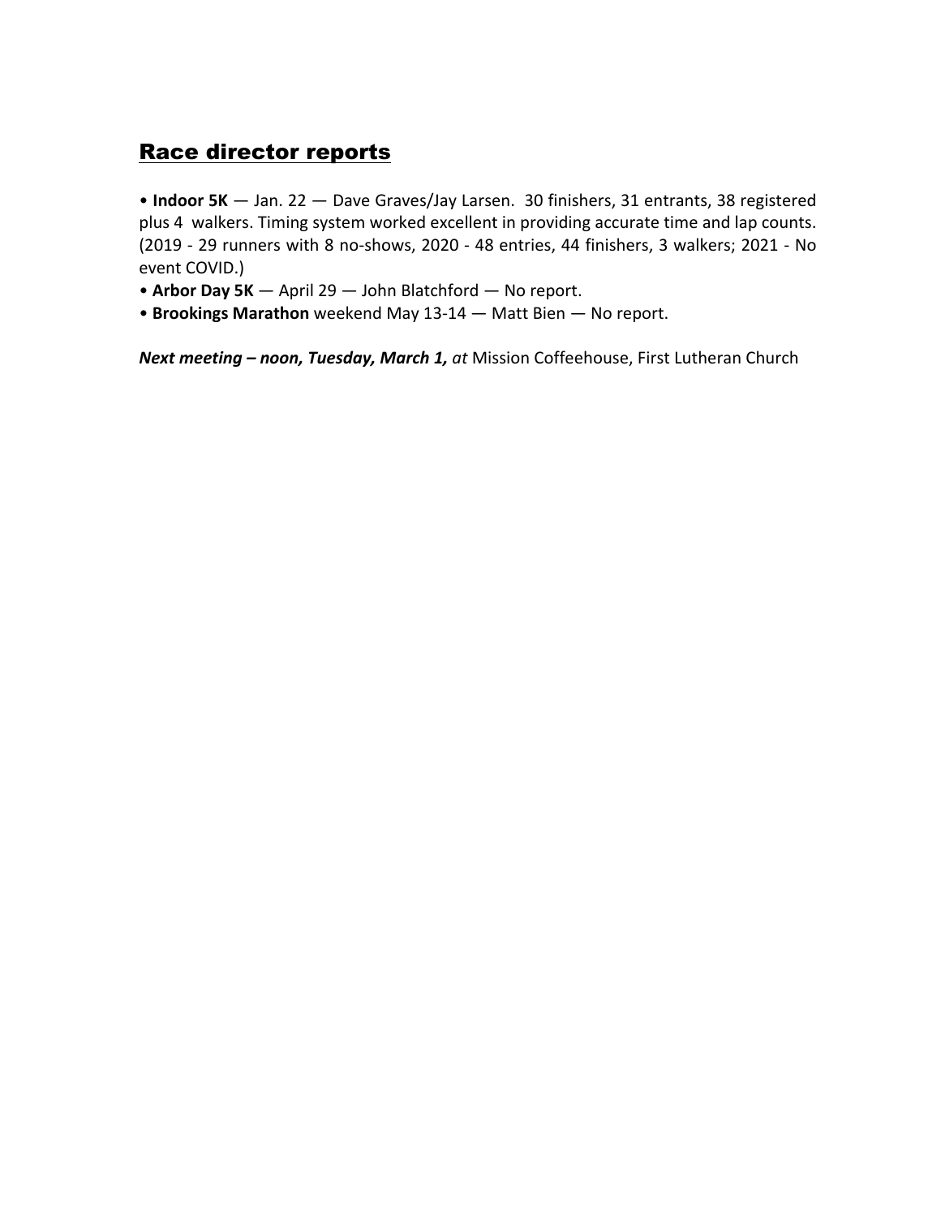## Race director reports

- **Indoor 5K** — Jan. 22 — Dave Graves/Jay Larsen. 30 finishers, 31 entrants, 38 registered plus 4 walkers. Timing system worked excellent in providing accurate time and lap counts. (2019 - 29 runners with 8 no-shows, 2020 - 48 entries, 44 finishers, 3 walkers; 2021 - No event COVID.)
- **Arbor Day 5K** — April 29 — John Blatchford — No report.
- **Brookings Marathon** weekend May 13-14 — Matt Bien — No report.

***Next meeting – noon, Tuesday, March 1,*** *at* Mission Coffeehouse, First Lutheran Church